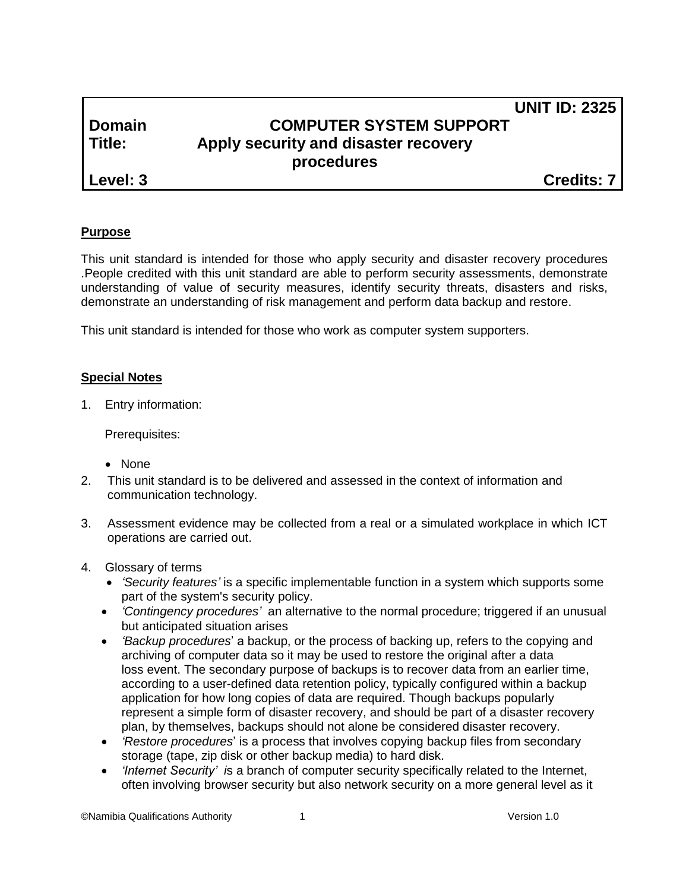**UNIT ID: 2325**

**Domain** **COMPUTER SYSTEM SUPPORT**

**Title:** **Apply security and disaster recovery procedures**

**Level: 3** **Credits: 7**

**Purpose**

This unit standard is intended for those who apply security and disaster recovery procedures .People credited with this unit standard are able to perform security assessments, demonstrate understanding of value of security measures, identify security threats, disasters and risks, demonstrate an understanding of risk management and perform data backup and restore.

This unit standard is intended for those who work as computer system supporters.

**Special Notes**

1. Entry information:

   Prerequisites:

   - None

2. This unit standard is to be delivered and assessed in the context of information and communication technology.

3. Assessment evidence may be collected from a real or a simulated workplace in which ICT operations are carried out.

4. Glossary of terms
   - *'Security features'* is a specific implementable function in a system which supports some part of the system's security policy.
   - *'Contingency procedures'* an alternative to the normal procedure; triggered if an unusual but anticipated situation arises
   - *'Backup procedures*' a backup, or the process of backing up, refers to the copying and archiving of computer data so it may be used to restore the original after a data loss event. The secondary purpose of backups is to recover data from an earlier time, according to a user-defined data retention policy, typically configured within a backup application for how long copies of data are required. Though backups popularly represent a simple form of disaster recovery, and should be part of a disaster recovery plan, by themselves, backups should not alone be considered disaster recovery.
   - *'Restore procedures*' is a process that involves copying backup files from secondary storage (tape, zip disk or other backup media) to hard disk.
   - *'Internet Security'* is a branch of computer security specifically related to the Internet, often involving browser security but also network security on a more general level as it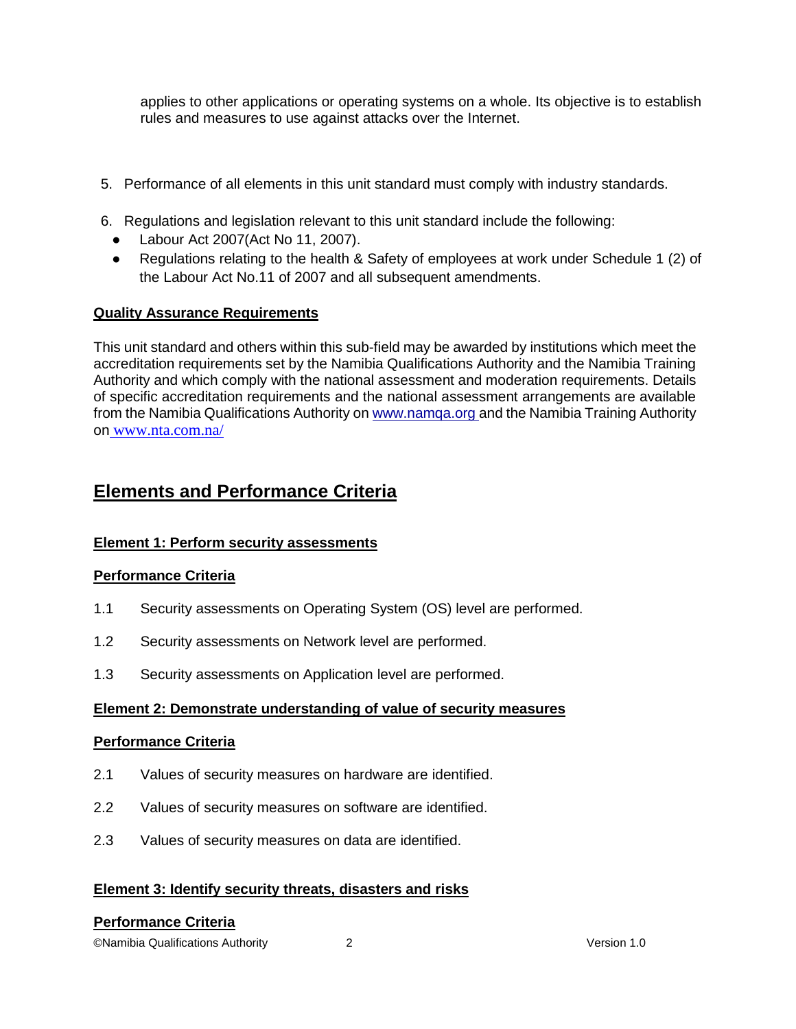applies to other applications or operating systems on a whole. Its objective is to establish rules and measures to use against attacks over the Internet.

5. Performance of all elements in this unit standard must comply with industry standards.

6. Regulations and legislation relevant to this unit standard include the following:
   - Labour Act 2007(Act No 11, 2007).
   - Regulations relating to the health & Safety of employees at work under Schedule 1 (2) of the Labour Act No.11 of 2007 and all subsequent amendments.

**Quality Assurance Requirements**

This unit standard and others within this sub-field may be awarded by institutions which meet the accreditation requirements set by the Namibia Qualifications Authority and the Namibia Training Authority and which comply with the national assessment and moderation requirements. Details of specific accreditation requirements and the national assessment arrangements are available from the Namibia Qualifications Authority on www.namqa.org and the Namibia Training Authority on www.nta.com.na/

## Elements and Performance Criteria

**Element 1: Perform security assessments**

**Performance Criteria**

1.1 Security assessments on Operating System (OS) level are performed.

1.2 Security assessments on Network level are performed.

1.3 Security assessments on Application level are performed.

**Element 2: Demonstrate understanding of value of security measures**

**Performance Criteria**

2.1 Values of security measures on hardware are identified.

2.2 Values of security measures on software are identified.

2.3 Values of security measures on data are identified.

**Element 3: Identify security threats, disasters and risks**

**Performance Criteria**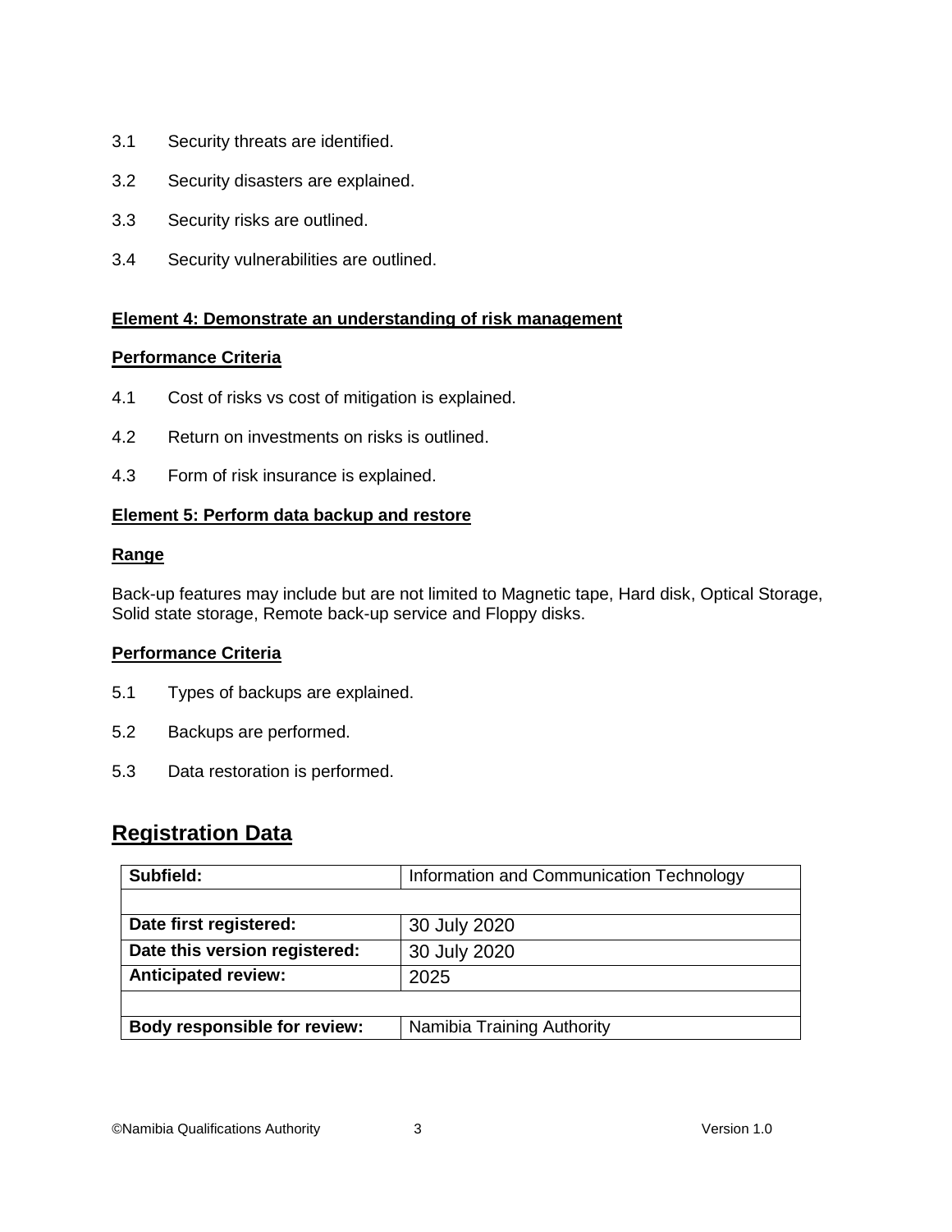3.1 Security threats are identified.

3.2 Security disasters are explained.

3.3 Security risks are outlined.

3.4 Security vulnerabilities are outlined.

**Element 4: Demonstrate an understanding of risk management**

**Performance Criteria**

4.1 Cost of risks vs cost of mitigation is explained.

4.2 Return on investments on risks is outlined.

4.3 Form of risk insurance is explained.

**Element 5: Perform data backup and restore**

**Range**

Back-up features may include but are not limited to Magnetic tape, Hard disk, Optical Storage, Solid state storage, Remote back-up service and Floppy disks.

**Performance Criteria**

5.1 Types of backups are explained.

5.2 Backups are performed.

5.3 Data restoration is performed.

## Registration Data

| | |
|---|---|
| **Subfield:** | Information and Communication Technology |
| | |
| **Date first registered:** | 30 July 2020 |
| **Date this version registered:** | 30 July 2020 |
| **Anticipated review:** | 2025 |
| | |
| **Body responsible for review:** | Namibia Training Authority |